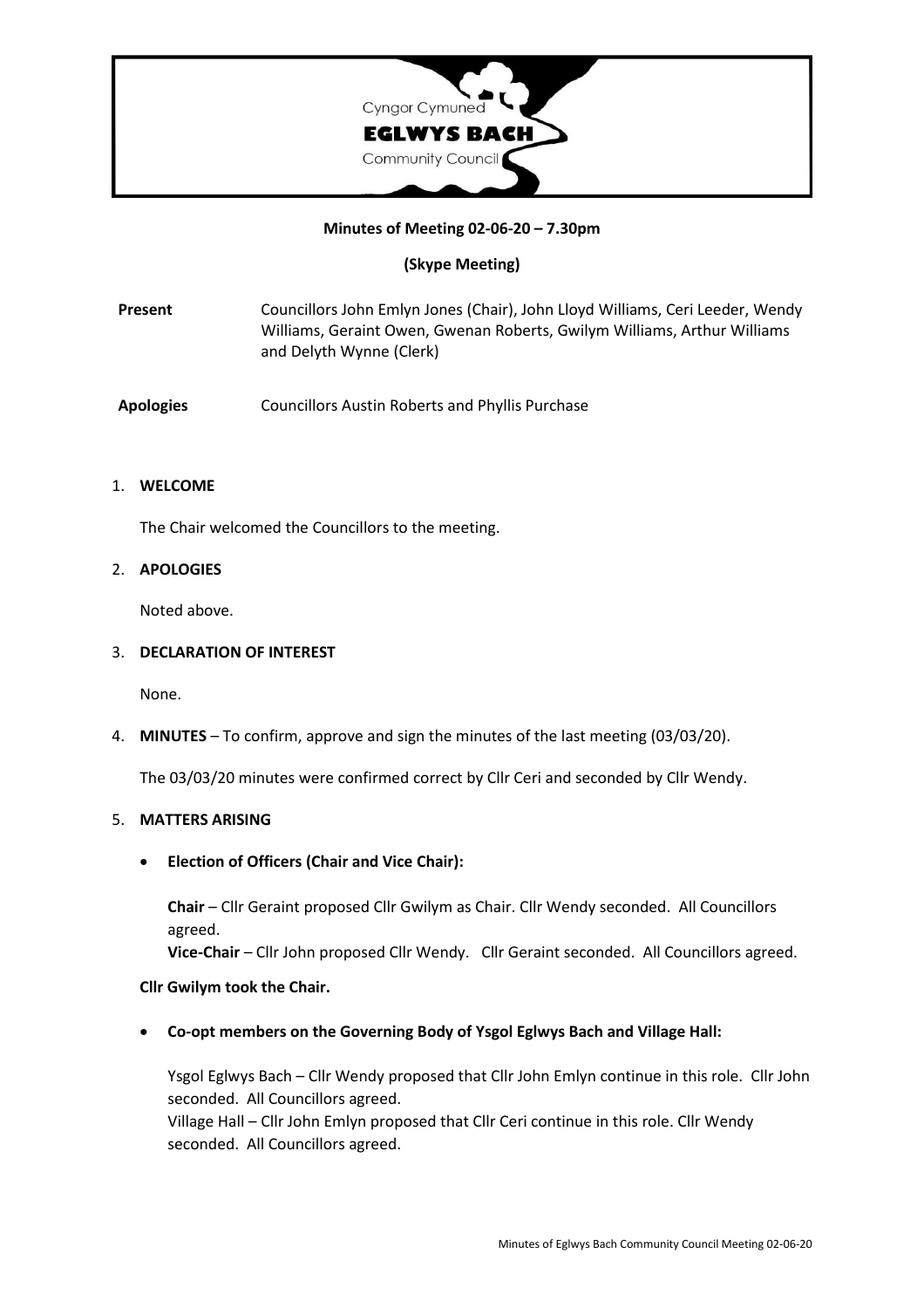Cyngor Cymuned

**EGLWYS BACH**

Community Council

**Minutes of Meeting 02-06-20 – 7.30pm**

**(Skype Meeting)**

**Present** Councillors John Emlyn Jones (Chair), John Lloyd Williams, Ceri Leeder, Wendy Williams, Geraint Owen, Gwenan Roberts, Gwilym Williams, Arthur Williams and Delyth Wynne (Clerk)

**Apologies** Councillors Austin Roberts and Phyllis Purchase

1. **WELCOME**

   The Chair welcomed the Councillors to the meeting.

2. **APOLOGIES**

   Noted above.

3. **DECLARATION OF INTEREST**

   None.

4. **MINUTES** – To confirm, approve and sign the minutes of the last meeting (03/03/20).

   The 03/03/20 minutes were confirmed correct by Cllr Ceri and seconded by Cllr Wendy.

5. **MATTERS ARISING**

   - **Election of Officers (Chair and Vice Chair):**

     **Chair** – Cllr Geraint proposed Cllr Gwilym as Chair. Cllr Wendy seconded. All Councillors agreed.
     **Vice-Chair** – Cllr John proposed Cllr Wendy. Cllr Geraint seconded. All Councillors agreed.

   **Cllr Gwilym took the Chair.**

   - **Co-opt members on the Governing Body of Ysgol Eglwys Bach and Village Hall:**

     Ysgol Eglwys Bach – Cllr Wendy proposed that Cllr John Emlyn continue in this role. Cllr John seconded. All Councillors agreed.
     Village Hall – Cllr John Emlyn proposed that Cllr Ceri continue in this role. Cllr Wendy seconded. All Councillors agreed.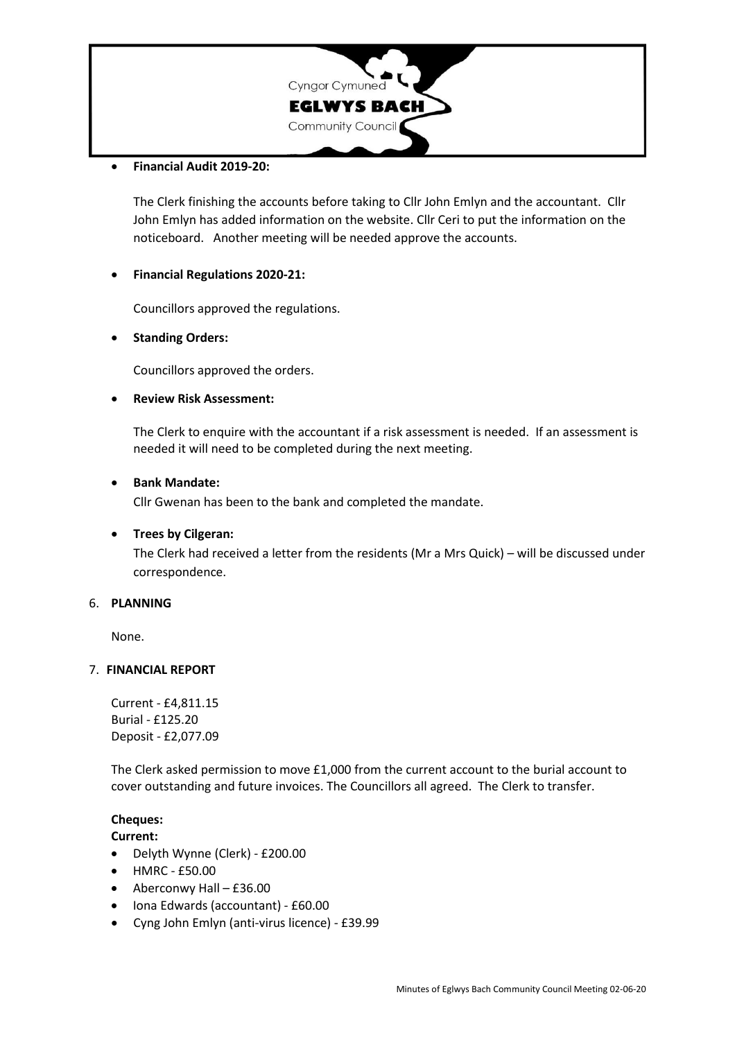- **Financial Audit 2019-20:**

  The Clerk finishing the accounts before taking to Cllr John Emlyn and the accountant. Cllr John Emlyn has added information on the website. Cllr Ceri to put the information on the noticeboard. Another meeting will be needed approve the accounts.

- **Financial Regulations 2020-21:**

  Councillors approved the regulations.

- **Standing Orders:**

  Councillors approved the orders.

- **Review Risk Assessment:**

  The Clerk to enquire with the accountant if a risk assessment is needed. If an assessment is needed it will need to be completed during the next meeting.

- **Bank Mandate:**

  Cllr Gwenan has been to the bank and completed the mandate.

- **Trees by Cilgeran:**

  The Clerk had received a letter from the residents (Mr a Mrs Quick) – will be discussed under correspondence.

6. **PLANNING**

   None.

7. **FINANCIAL REPORT**

   Current - £4,811.15
   Burial - £125.20
   Deposit - £2,077.09

   The Clerk asked permission to move £1,000 from the current account to the burial account to cover outstanding and future invoices. The Councillors all agreed. The Clerk to transfer.

**Cheques:**

**Current:**

- Delyth Wynne (Clerk) - £200.00
- HMRC - £50.00
- Aberconwy Hall – £36.00
- Iona Edwards (accountant) - £60.00
- Cyng John Emlyn (anti-virus licence) - £39.99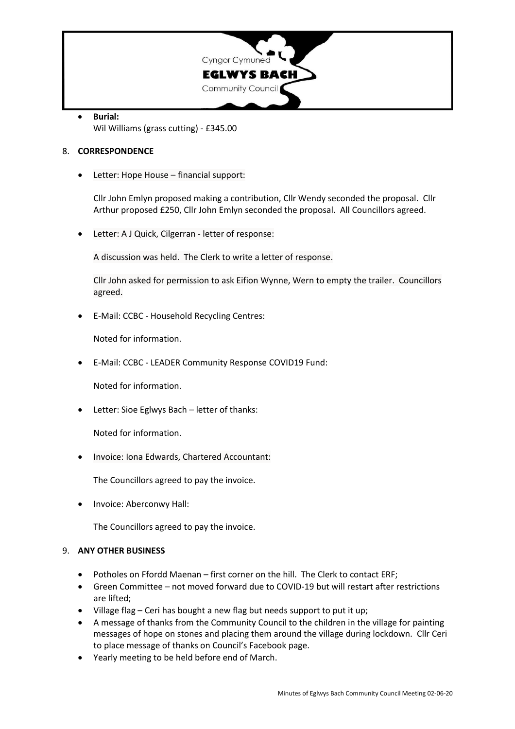- **Burial:**
  Wil Williams (grass cutting) - £345.00

8. **CORRESPONDENCE**

- Letter: Hope House – financial support:

  Cllr John Emlyn proposed making a contribution, Cllr Wendy seconded the proposal. Cllr Arthur proposed £250, Cllr John Emlyn seconded the proposal. All Councillors agreed.

- Letter: A J Quick, Cilgerran - letter of response:

  A discussion was held. The Clerk to write a letter of response.

  Cllr John asked for permission to ask Eifion Wynne, Wern to empty the trailer. Councillors agreed.

- E-Mail: CCBC - Household Recycling Centres:

  Noted for information.

- E-Mail: CCBC - LEADER Community Response COVID19 Fund:

  Noted for information.

- Letter: Sioe Eglwys Bach – letter of thanks:

  Noted for information.

- Invoice: Iona Edwards, Chartered Accountant:

  The Councillors agreed to pay the invoice.

- Invoice: Aberconwy Hall:

  The Councillors agreed to pay the invoice.

9. **ANY OTHER BUSINESS**

- Potholes on Ffordd Maenan – first corner on the hill. The Clerk to contact ERF;
- Green Committee – not moved forward due to COVID-19 but will restart after restrictions are lifted;
- Village flag – Ceri has bought a new flag but needs support to put it up;
- A message of thanks from the Community Council to the children in the village for painting messages of hope on stones and placing them around the village during lockdown. Cllr Ceri to place message of thanks on Council's Facebook page.
- Yearly meeting to be held before end of March.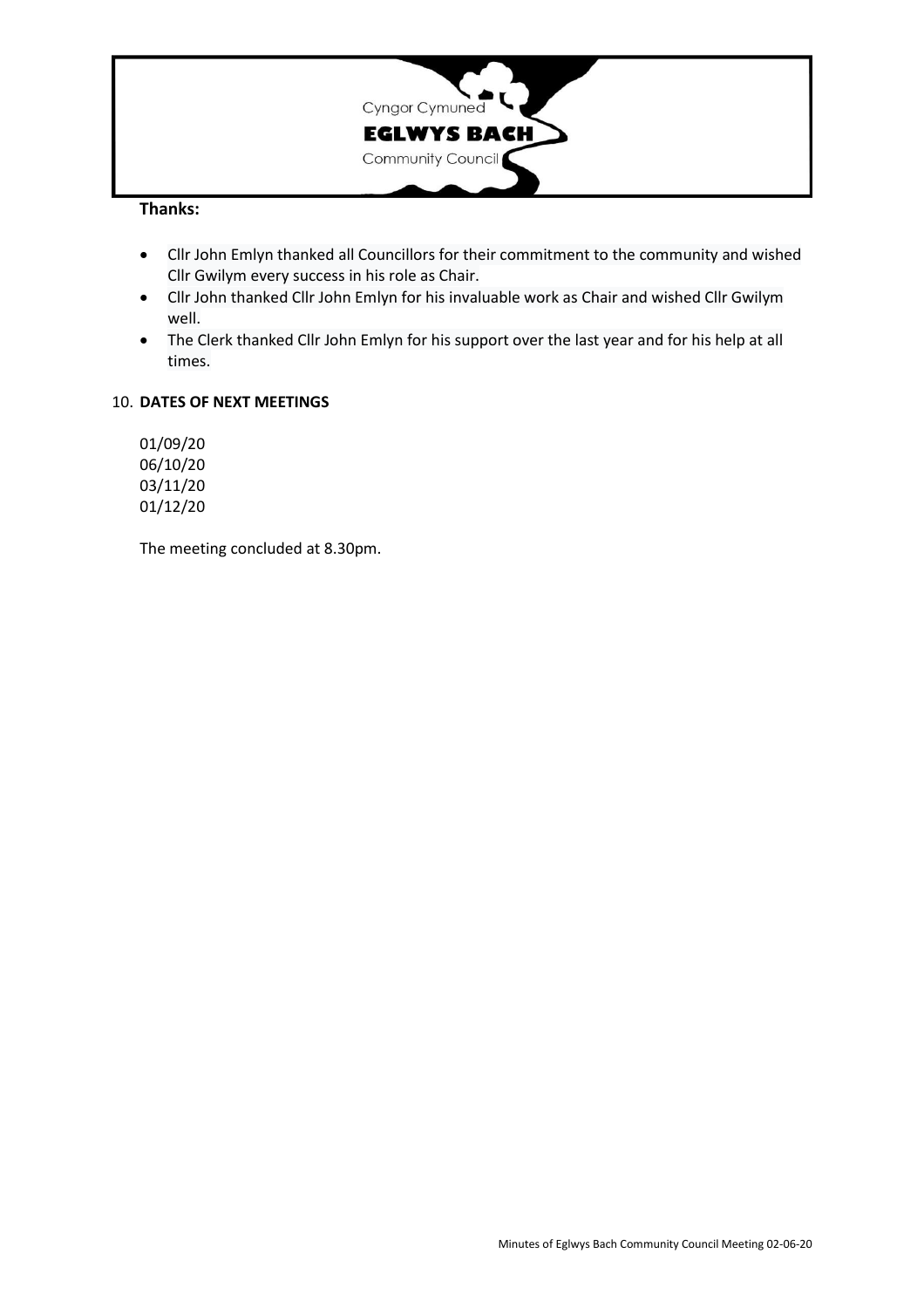**Thanks:**

- Cllr John Emlyn thanked all Councillors for their commitment to the community and wished Cllr Gwilym every success in his role as Chair.
- Cllr John thanked Cllr John Emlyn for his invaluable work as Chair and wished Cllr Gwilym well.
- The Clerk thanked Cllr John Emlyn for his support over the last year and for his help at all times.

10. **DATES OF NEXT MEETINGS**

01/09/20
06/10/20
03/11/20
01/12/20

The meeting concluded at 8.30pm.